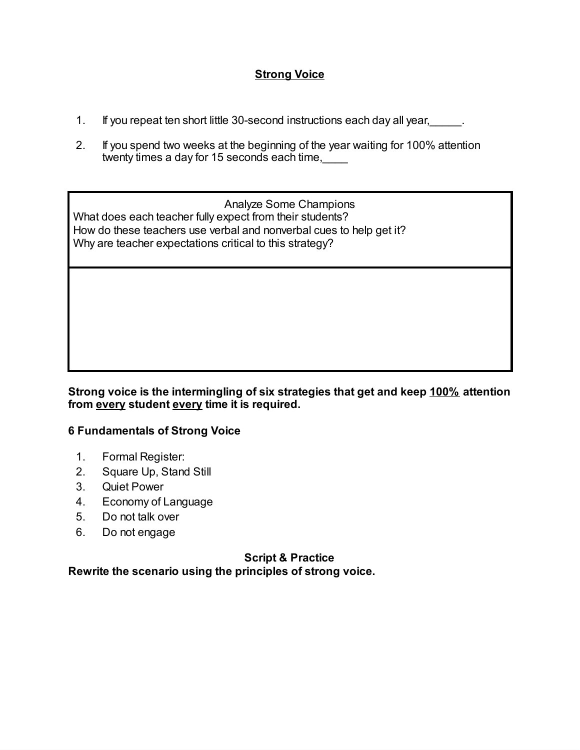# Strong Voice

1. If you repeat ten short little 30-second instructions each day all year,_____.

2. If you spend two weeks at the beginning of the year waiting for 100% attention twenty times a day for 15 seconds each time,____

| Analyze Some Champions<br>What does each teacher fully expect from their students?<br>How do these teachers use verbal and nonverbal cues to help get it?<br>Why are teacher expectations critical to this strategy? |
| --- |
| |

**Strong voice is the intermingling of six strategies that get and keep 100% attention from every student every time it is required.**

**6 Fundamentals of Strong Voice**

1. Formal Register:
2. Square Up, Stand Still
3. Quiet Power
4. Economy of Language
5. Do not talk over
6. Do not engage

**Script & Practice**

**Rewrite the scenario using the principles of strong voice.**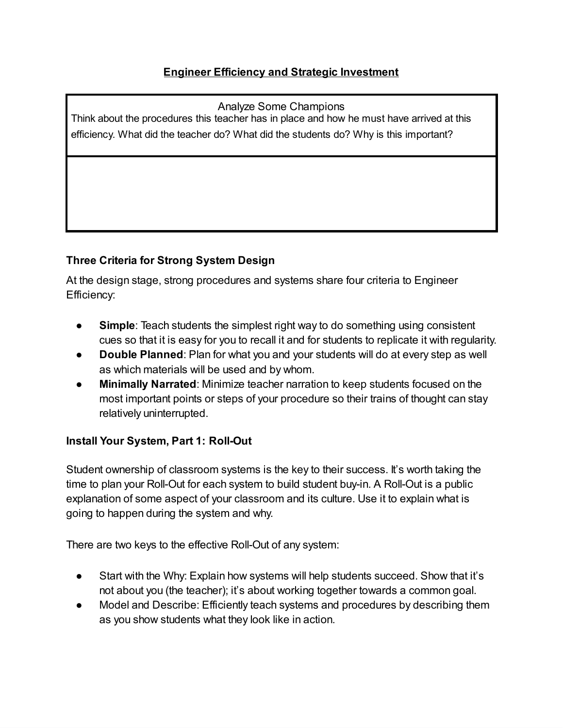## Engineer Efficiency and Strategic Investment

| Analyze Some Champions<br>Think about the procedures this teacher has in place and how he must have arrived at this efficiency. What did the teacher do? What did the students do? Why is this important? |
| --- |
| |

**Three Criteria for Strong System Design**

At the design stage, strong procedures and systems share four criteria to Engineer Efficiency:

- **Simple**: Teach students the simplest right way to do something using consistent cues so that it is easy for you to recall it and for students to replicate it with regularity.
- **Double Planned**: Plan for what you and your students will do at every step as well as which materials will be used and by whom.
- **Minimally Narrated**: Minimize teacher narration to keep students focused on the most important points or steps of your procedure so their trains of thought can stay relatively uninterrupted.

**Install Your System, Part 1: Roll-Out**

Student ownership of classroom systems is the key to their success. It's worth taking the time to plan your Roll-Out for each system to build student buy-in. A Roll-Out is a public explanation of some aspect of your classroom and its culture. Use it to explain what is going to happen during the system and why.

There are two keys to the effective Roll-Out of any system:

- Start with the Why: Explain how systems will help students succeed. Show that it's not about you (the teacher); it's about working together towards a common goal.
- Model and Describe: Efficiently teach systems and procedures by describing them as you show students what they look like in action.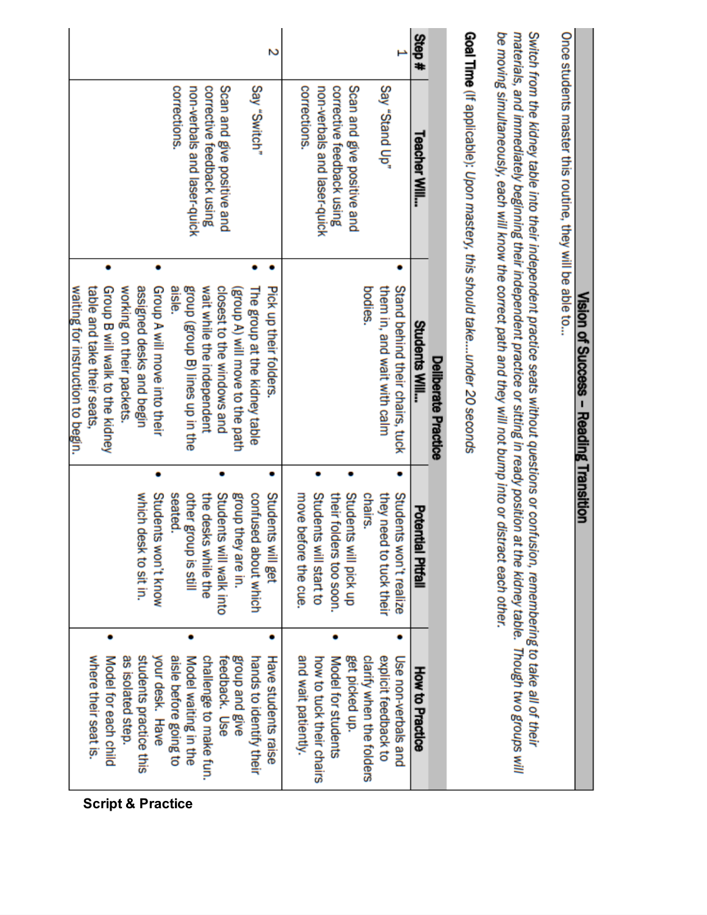## Vision of Success – Reading Transition

Once students master this routine, they will be able to...

*Switch from the kidney table into their independent practice seats without questions or confusion, remembering to take all of their materials, and immediately beginning their independent practice or sitting in ready position at the kidney table. Though two groups will be moving simultaneously, each will know the correct path and they will not bump into or distract each other.*

**Goal Time** (If applicable): *Upon mastery, this should take....under 20 seconds*

### Delberate Practice

| Step # | Teacher Will... | Students Will... | Potential Pitfall | How to Practice |
|---|---|---|---|---|
| 1 | Say "Stand Up"<br><br>Scan and give positive and corrective feedback using non-verbals and laser-quick corrections. | • Stand behind their chairs, tuck them in, and wait with calm bodies. | • Students won't realize they need to tuck their chairs.<br>• Students will pick up their folders too soon.<br>• Students will start to move before the cue. | • Use non-verbals and explicit feedback to clarify when the folders get picked up.<br>• Model for students how to tuck their chairs and wait patiently. |
| 2 | Say "Switch"<br><br>Scan and give positive and corrective feedback using non-verbals and laser-quick corrections. | • Pick up their folders.<br>• The group at the kidney table (group A) will move to the path closest to the windows and wait while the independent group (group B) lines up in the aisle.<br>• Group A will move into their assigned desks and begin working on their packets.<br>• Group B will walk to the kidney table and take their seats, waiting for instruction to begin. | • Students will get confused about which group they are in.<br>• Students will walk into the desks while the other group is still seated.<br>• Students won't know which desk to sit in. | • Have students raise hands to identify their group and give feedback. Use challenge to make fun.<br>• Model waiting in the aisle before going to your desk. Have students practice this as isolated step.<br>• Model for each child where their seat is. |

**Script & Practice**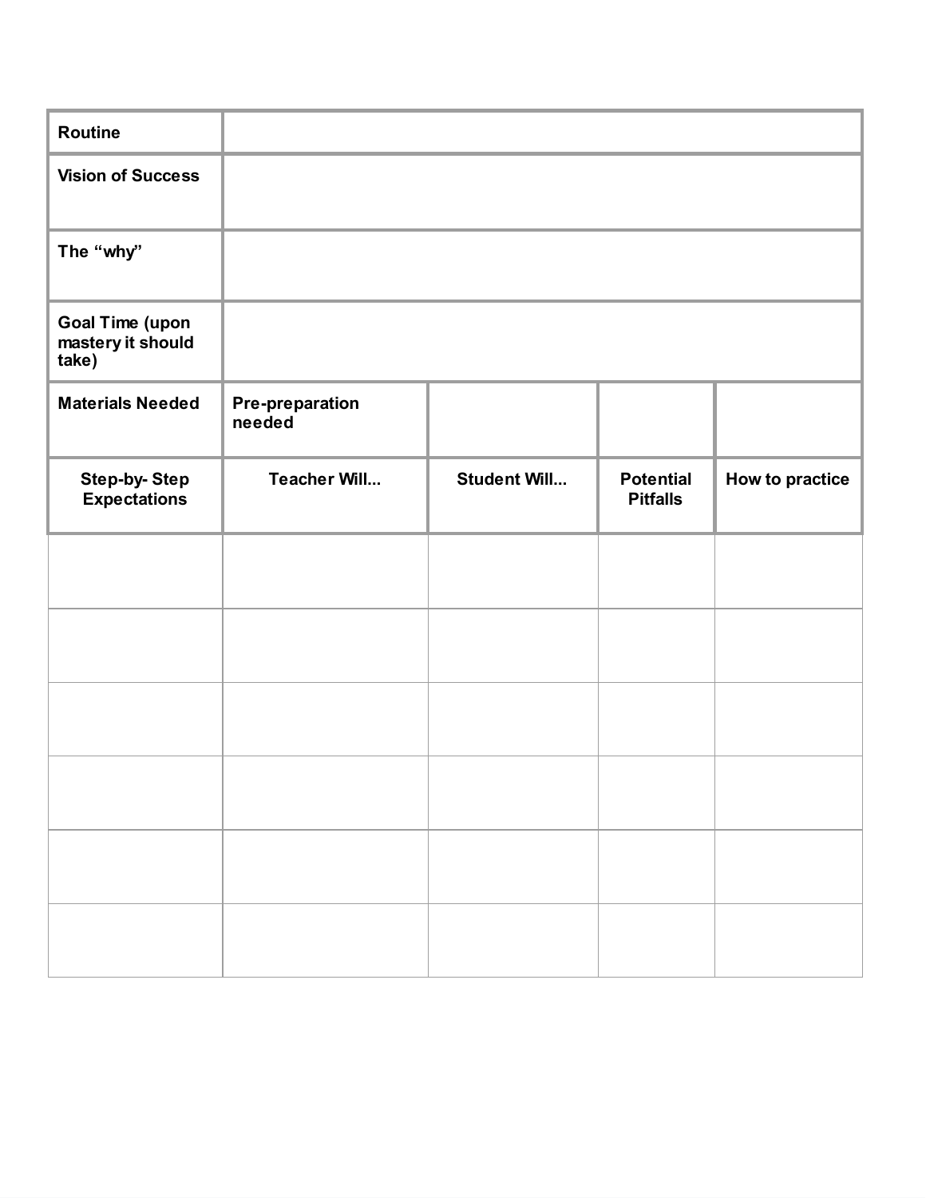| Routine | | | | |
|---|---|---|---|---|
| Vision of Success | | | | |
| The “why” | | | | |
| Goal Time (upon mastery it should take) | | | | |
| Materials Needed | Pre-preparation needed | | | |
| **Step-by- Step Expectations** | **Teacher Will...** | **Student Will...** | **Potential Pitfalls** | **How to practice** |
| | | | | |
| | | | | |
| | | | | |
| | | | | |
| | | | | |
| | | | | |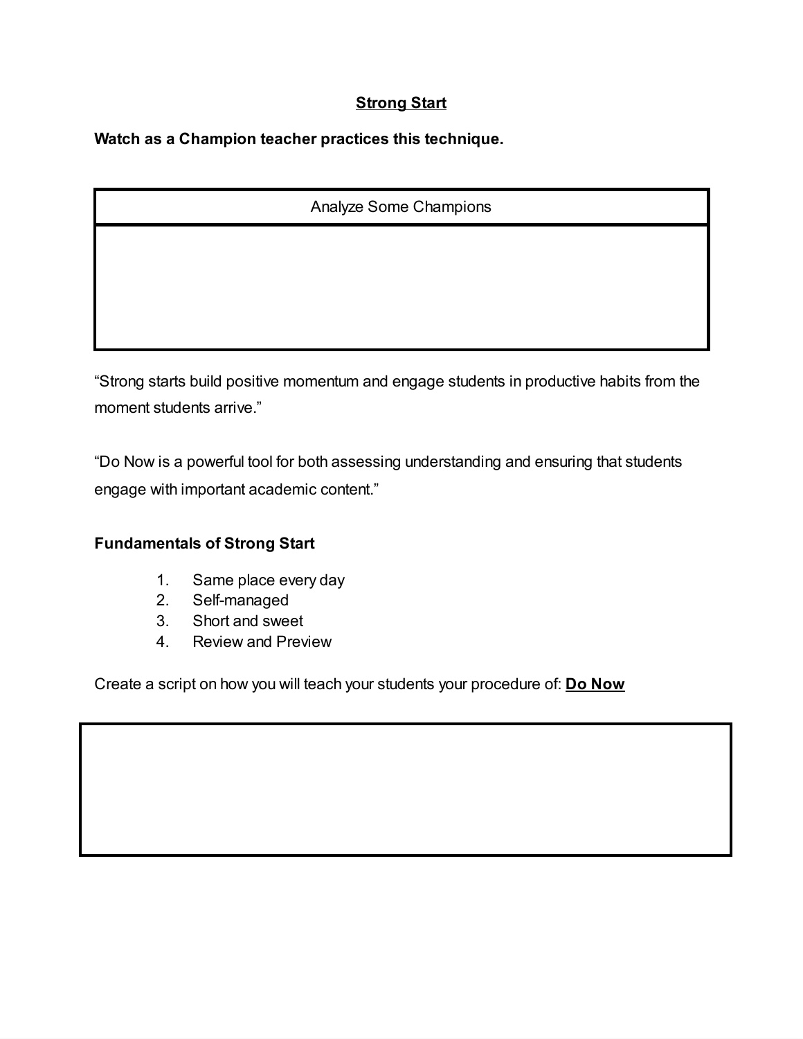## Strong Start

**Watch as a Champion teacher practices this technique.**

| Analyze Some Champions |
| --- |
| |

"Strong starts build positive momentum and engage students in productive habits from the moment students arrive."

"Do Now is a powerful tool for both assessing understanding and ensuring that students engage with important academic content."

**Fundamentals of Strong Start**

1. Same place every day
2. Self-managed
3. Short and sweet
4. Review and Preview

Create a script on how you will teach your students your procedure of: **Do Now**

| |
| --- |
| |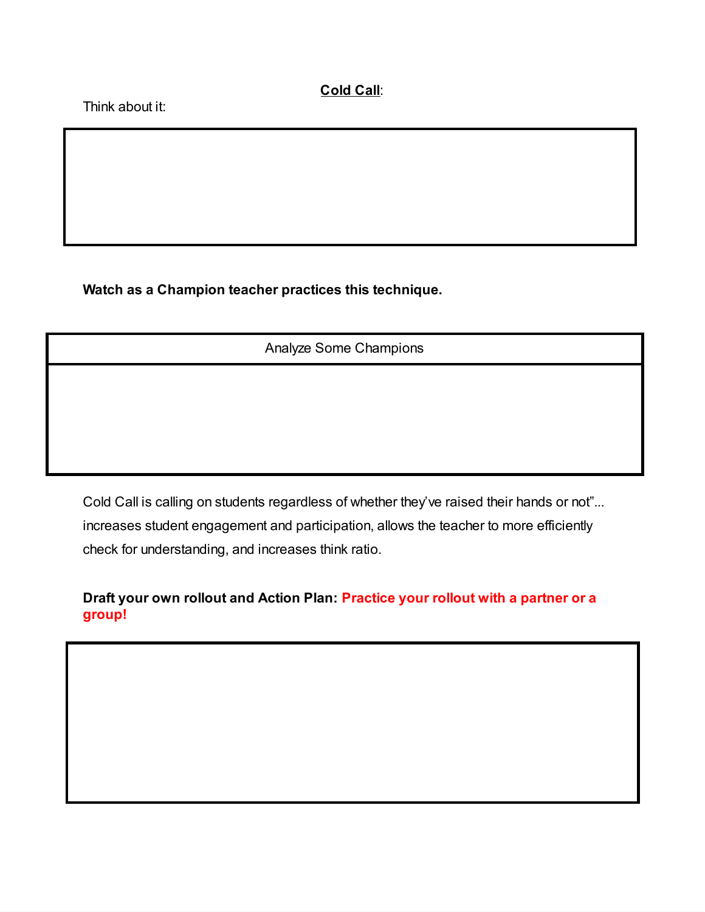**<u>Cold Call</u>**:

Think about it:

**Watch as a Champion teacher practices this technique.**

| Analyze Some Champions |
|---|
| |

Cold Call is calling on students regardless of whether they've raised their hands or not"... increases student engagement and participation, allows the teacher to more efficiently check for understanding, and increases think ratio.

**Draft your own rollout and Action Plan: Practice your rollout with a partner or a group!**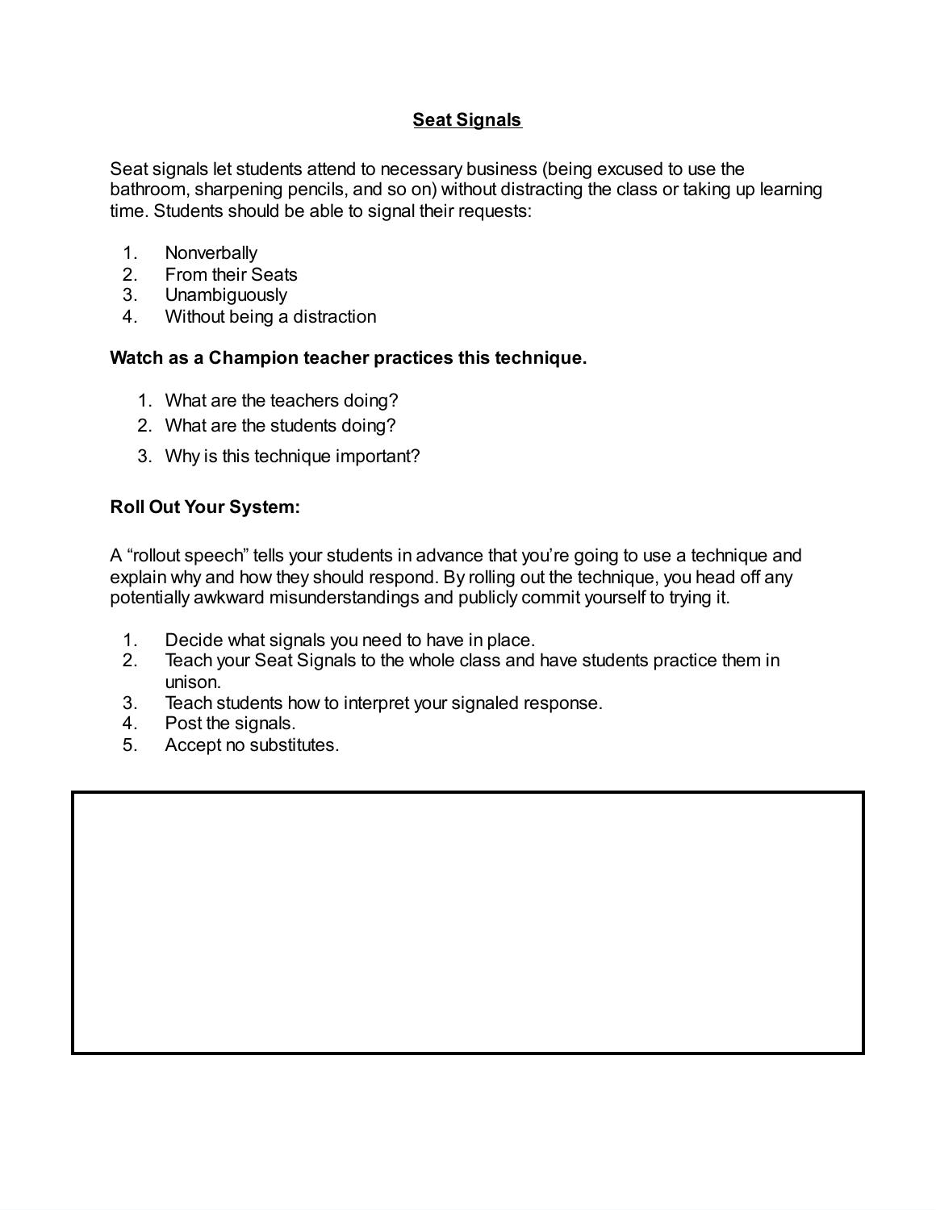## Seat Signals

Seat signals let students attend to necessary business (being excused to use the bathroom, sharpening pencils, and so on) without distracting the class or taking up learning time. Students should be able to signal their requests:

1. Nonverbally
2. From their Seats
3. Unambiguously
4. Without being a distraction

**Watch as a Champion teacher practices this technique.**

1. What are the teachers doing?
2. What are the students doing?
3. Why is this technique important?

**Roll Out Your System:**

A "rollout speech" tells your students in advance that you're going to use a technique and explain why and how they should respond. By rolling out the technique, you head off any potentially awkward misunderstandings and publicly commit yourself to trying it.

1. Decide what signals you need to have in place.
2. Teach your Seat Signals to the whole class and have students practice them in unison.
3. Teach students how to interpret your signaled response.
4. Post the signals.
5. Accept no substitutes.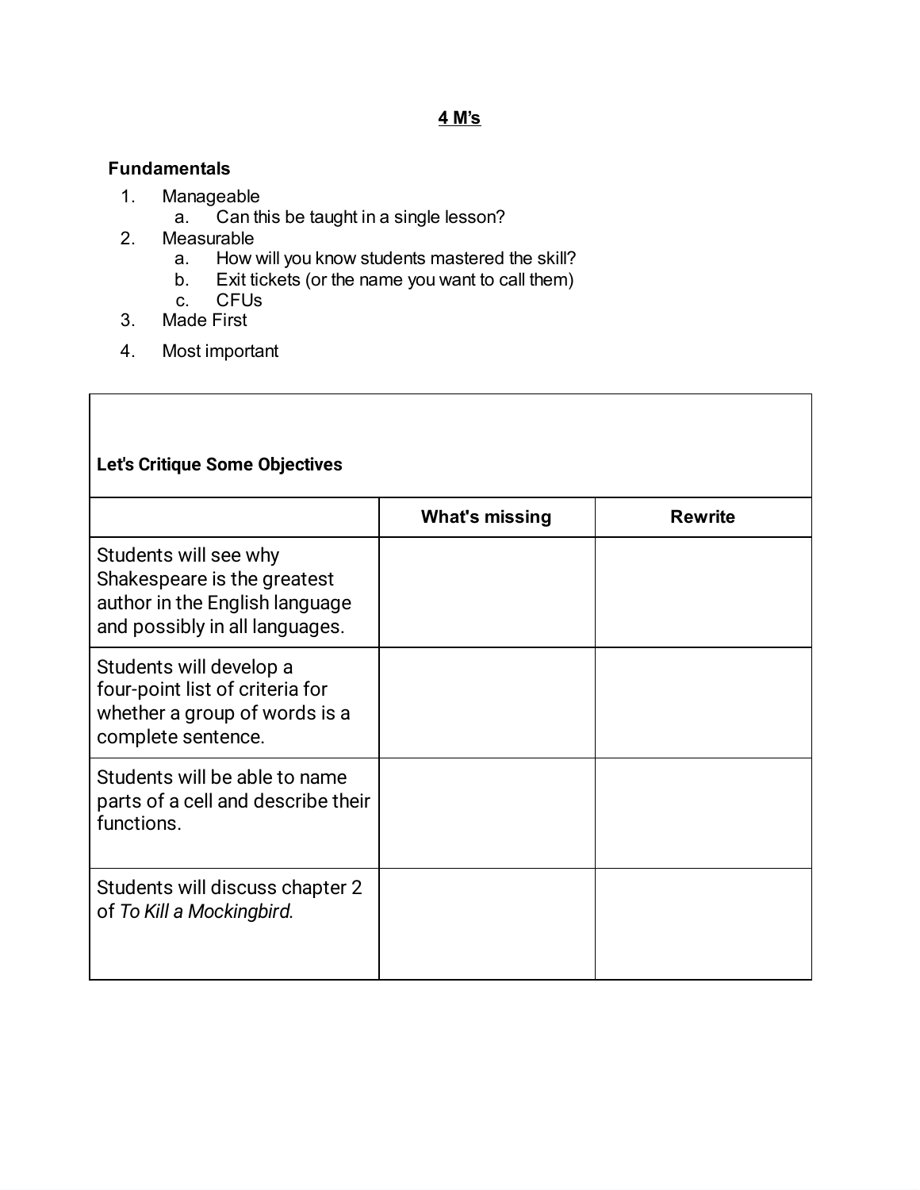# 4 M's

**Fundamentals**

1. Manageable
   a. Can this be taught in a single lesson?
2. Measurable
   a. How will you know students mastered the skill?
   b. Exit tickets (or the name you want to call them)
   c. CFUs
3. Made First
4. Most important

| **Let's Critique Some Objectives** | | |
|---|---|---|
| | **What's missing** | **Rewrite** |
| Students will see why Shakespeare is the greatest author in the English language and possibly in all languages. | | |
| Students will develop a four-point list of criteria for whether a group of words is a complete sentence. | | |
| Students will be able to name parts of a cell and describe their functions. | | |
| Students will discuss chapter 2 of *To Kill a Mockingbird.* | | |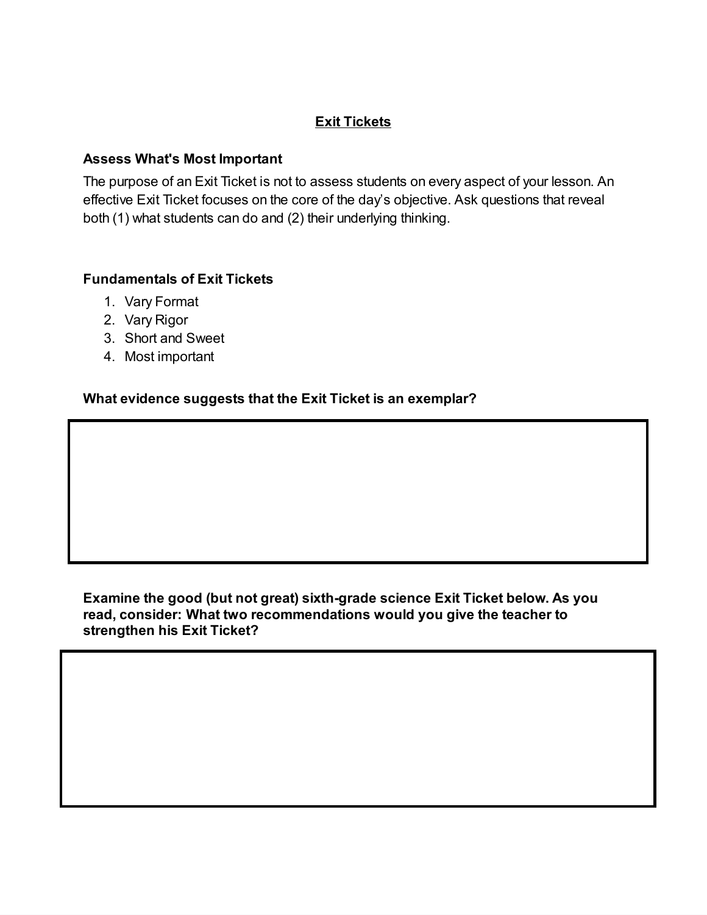# Exit Tickets

### Assess What's Most Important

The purpose of an Exit Ticket is not to assess students on every aspect of your lesson. An effective Exit Ticket focuses on the core of the day's objective. Ask questions that reveal both (1) what students can do and (2) their underlying thinking.

### Fundamentals of Exit Tickets

1. Vary Format
2. Vary Rigor
3. Short and Sweet
4. Most important

**What evidence suggests that the Exit Ticket is an exemplar?**

**Examine the good (but not great) sixth-grade science Exit Ticket below. As you read, consider: What two recommendations would you give the teacher to strengthen his Exit Ticket?**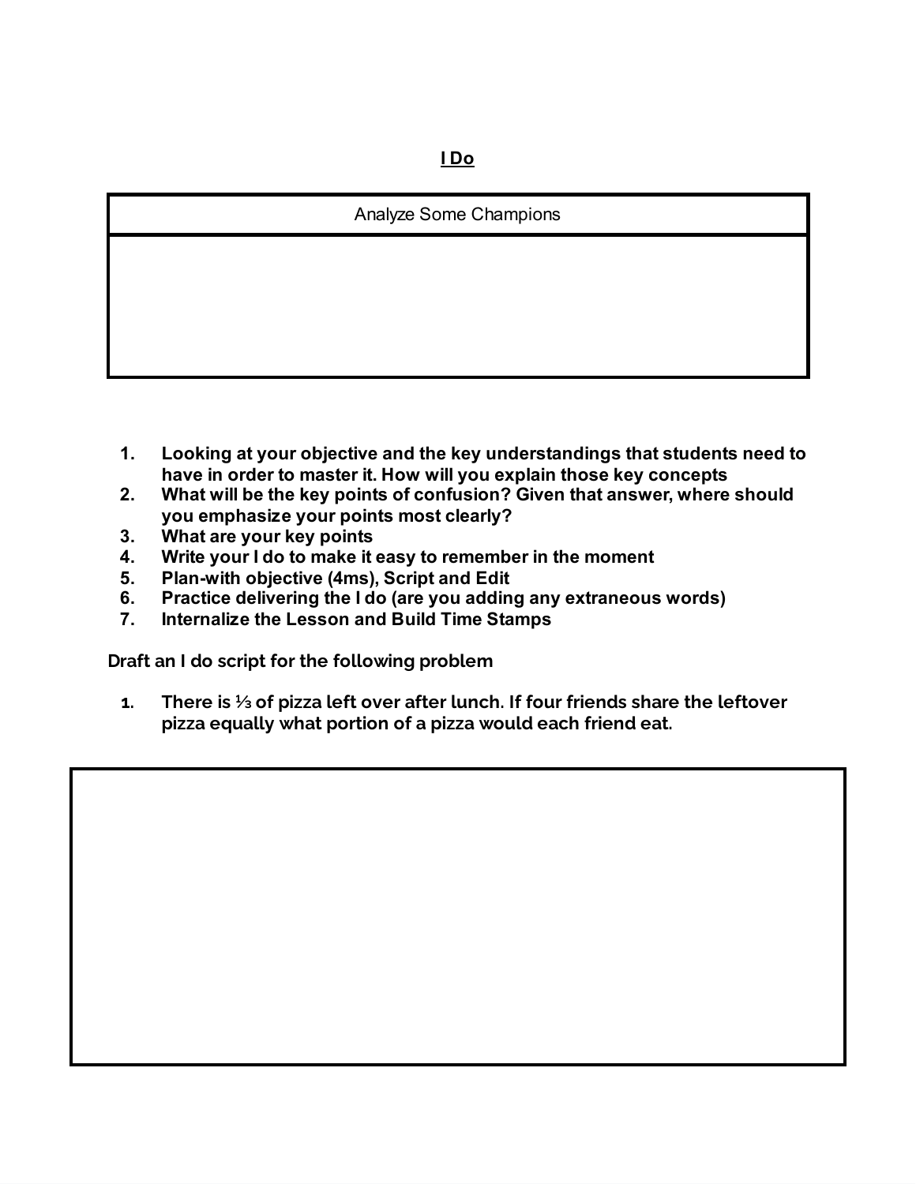## I Do

| Analyze Some Champions |
| --- |
| |

1. **Looking at your objective and the key understandings that students need to have in order to master it. How will you explain those key concepts**
2. **What will be the key points of confusion? Given that answer, where should you emphasize your points most clearly?**
3. **What are your key points**
4. **Write your I do to make it easy to remember in the moment**
5. **Plan-with objective (4ms), Script and Edit**
6. **Practice delivering the I do (are you adding any extraneous words)**
7. **Internalize the Lesson and Build Time Stamps**

**Draft an I do script for the following problem**

1. **There is ⅓ of pizza left over after lunch. If four friends share the leftover pizza equally what portion of a pizza would each friend eat.**